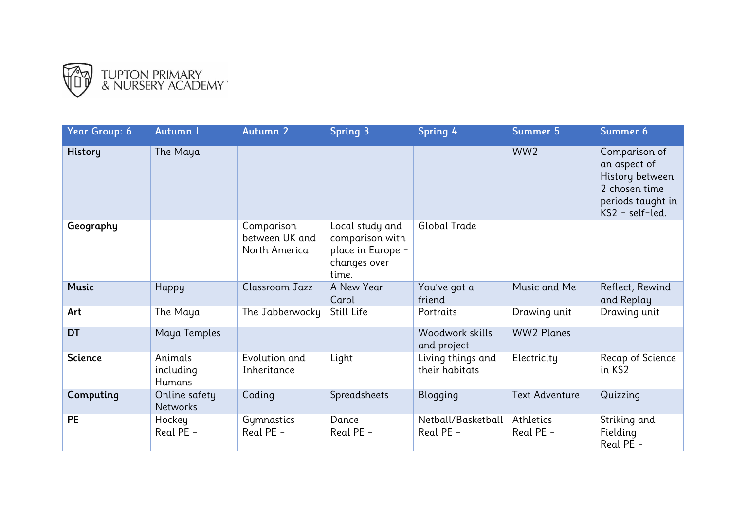TUPTON PRIMARY & NURSERY ACADEMY

| Year Group: 6 | Autumn 1 | Autumn 2 | Spring 3 | Spring 4 | Summer 5 | Summer 6 |
|---|---|---|---|---|---|---|
| **History** | The Maya | | | | WW2 | Comparison of an aspect of History between 2 chosen time periods taught in KS2 – self-led. |
| **Geography** | | Comparison between UK and North America | Local study and comparison with place in Europe – changes over time. | Global Trade | | |
| **Music** | Happy | Classroom Jazz | A New Year Carol | You've got a friend | Music and Me | Reflect, Rewind and Replay |
| **Art** | The Maya | The Jabberwocky | Still Life | Portraits | Drawing unit | Drawing unit |
| **DT** | Maya Temples | | | Woodwork skills and project | WW2 Planes | |
| **Science** | Animals including Humans | Evolution and Inheritance | Light | Living things and their habitats | Electricity | Recap of Science in KS2 |
| **Computing** | Online safety Networks | Coding | Spreadsheets | Blogging | Text Adventure | Quizzing |
| **PE** | Hockey Real PE – | Gymnastics Real PE – | Dance Real PE – | Netball/Basketball Real PE – | Athletics Real PE – | Striking and Fielding Real PE – |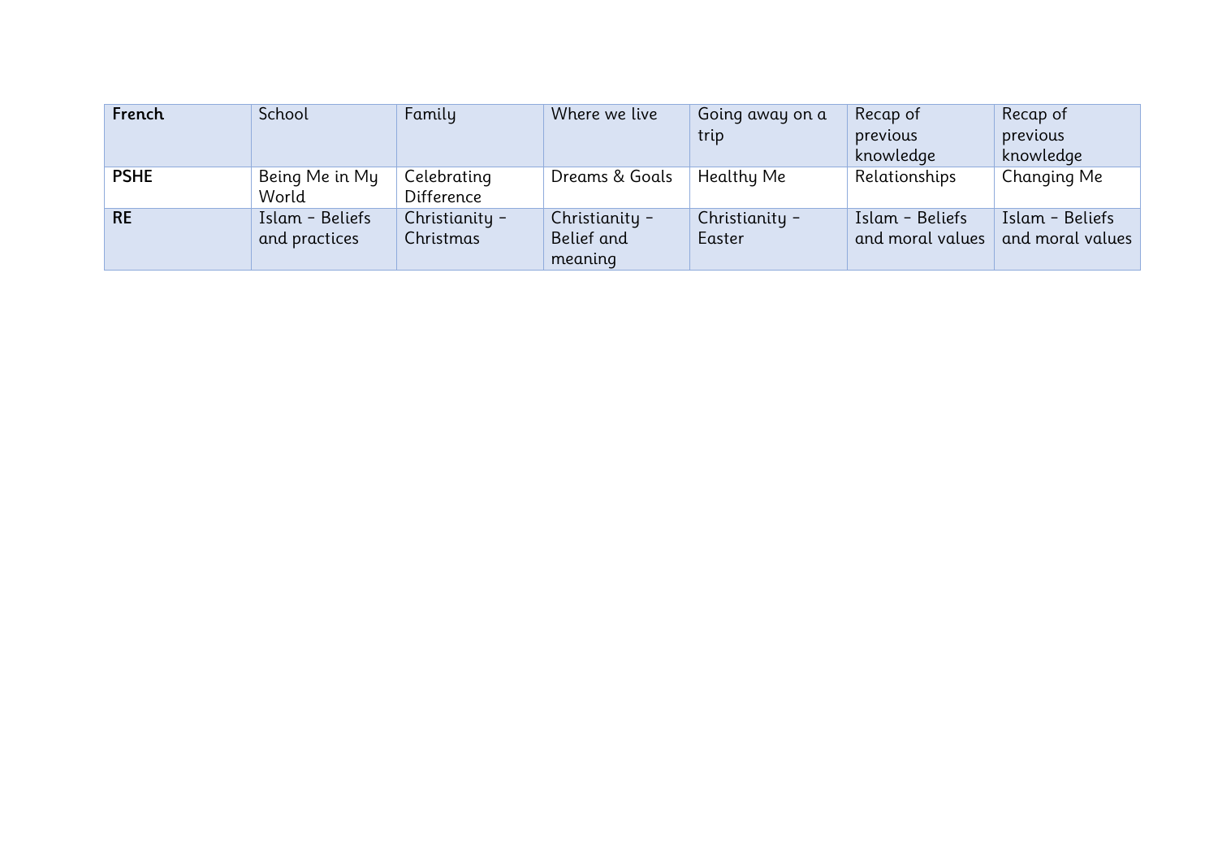| | | | | | | |
|---|---|---|---|---|---|---|
| **French** | School | Family | Where we live | Going away on a trip | Recap of previous knowledge | Recap of previous knowledge |
| **PSHE** | Being Me in My World | Celebrating Difference | Dreams & Goals | Healthy Me | Relationships | Changing Me |
| **RE** | Islam – Beliefs and practices | Christianity – Christmas | Christianity – Belief and meaning | Christianity – Easter | Islam – Beliefs and moral values | Islam – Beliefs and moral values |